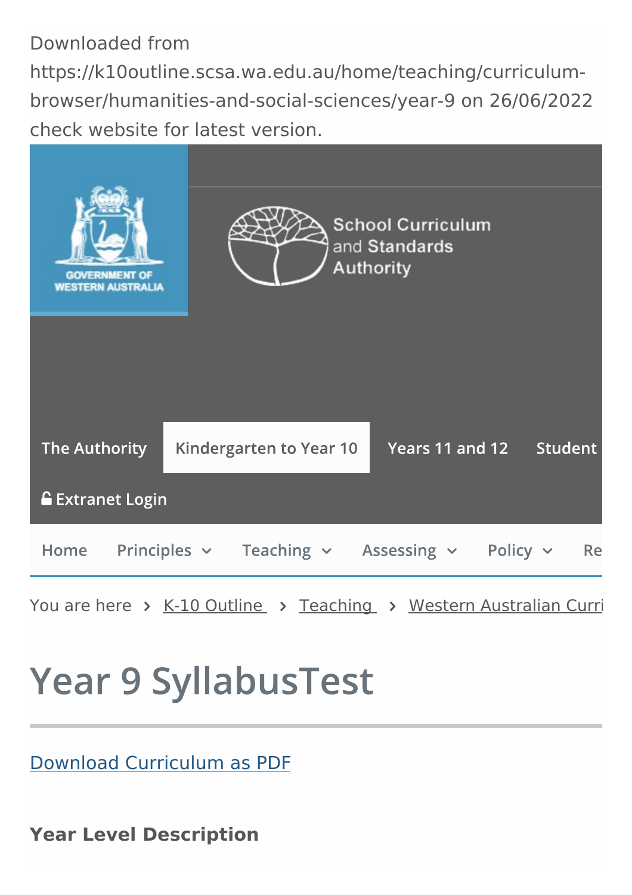Downloaded from https://k10outline.scsa.wa.edu.au/home/teaching/curriculum-browser/humanities-and-social-sciences/year-9 on 26/06/2022 check website for latest version.

GOVERNMENT OF WESTERN AUSTRALIA

School Curriculum and Standards Authority

The Authority | Kindergarten to Year 10 | Years 11 and 12 | Student

Extranet Login

Home | Principles | Teaching | Assessing | Policy | Re

You are here > K-10 Outline > Teaching > Western Australian Curri

# Year 9 SyllabusTest

Download Curriculum as PDF

**Year Level Description**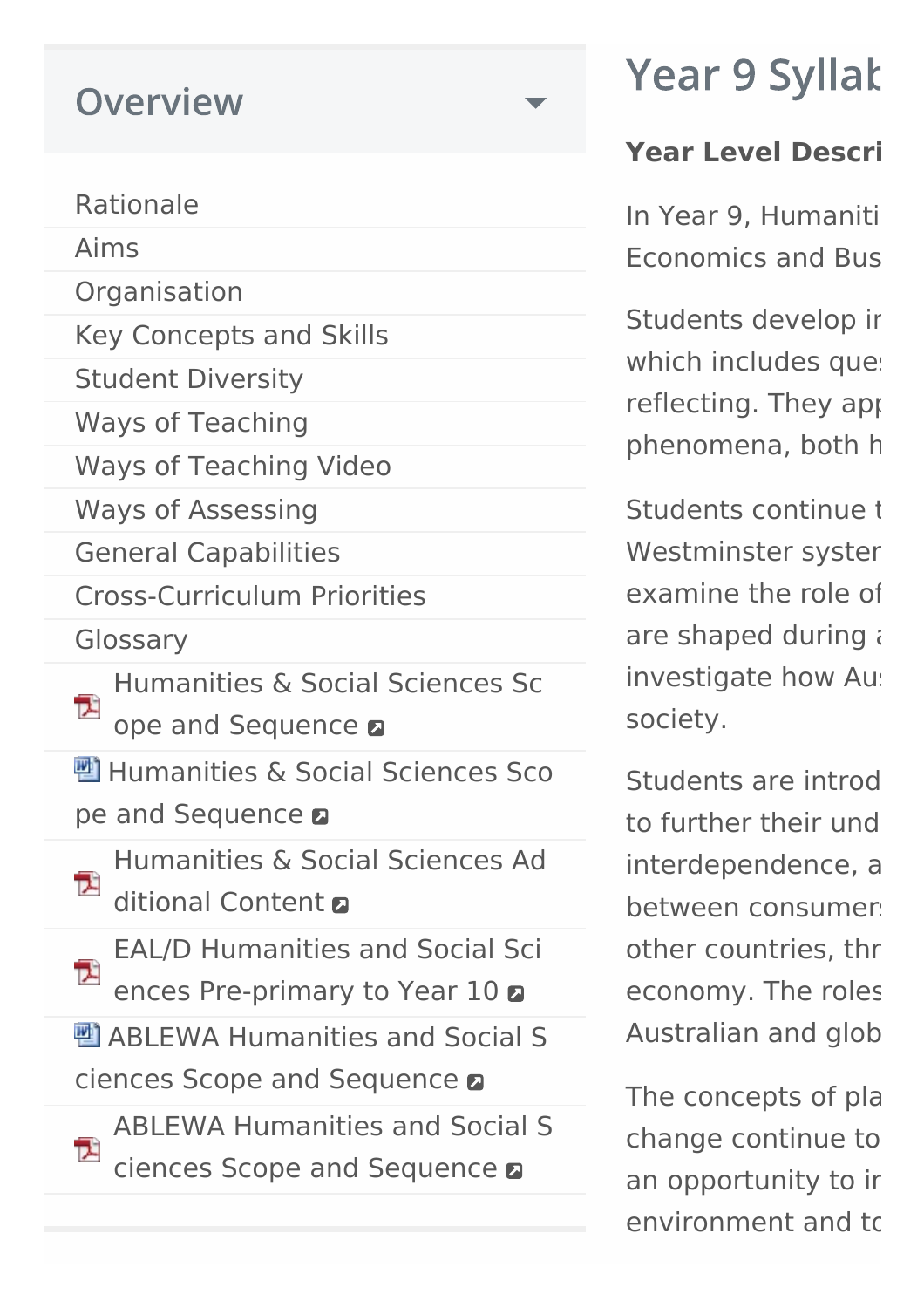## Overview

- Rationale
- Aims
- Organisation
- Key Concepts and Skills
- Student Diversity
- Ways of Teaching
- Ways of Teaching Video
- Ways of Assessing
- General Capabilities
- Cross-Curriculum Priorities
- Glossary
- Humanities & Social Sciences Scope and Sequence
- Humanities & Social Sciences Scope and Sequence
- Humanities & Social Sciences Additional Content
- EAL/D Humanities and Social Sciences Pre-primary to Year 10
- ABLEWA Humanities and Social Sciences Scope and Sequence
- ABLEWA Humanities and Social Sciences Scope and Sequence

# Year 9 Syllab

**Year Level Descri**

In Year 9, Humaniti
Economics and Bus

Students develop ir
which includes que
reflecting. They app
phenomena, both h

Students continue t
Westminster syster
examine the role of
are shaped during a
investigate how Au
society.

Students are introd
to further their und
interdependence, a
between consumer
other countries, thr
economy. The roles
Australian and glob

The concepts of pla
change continue to
an opportunity to ir
environment and to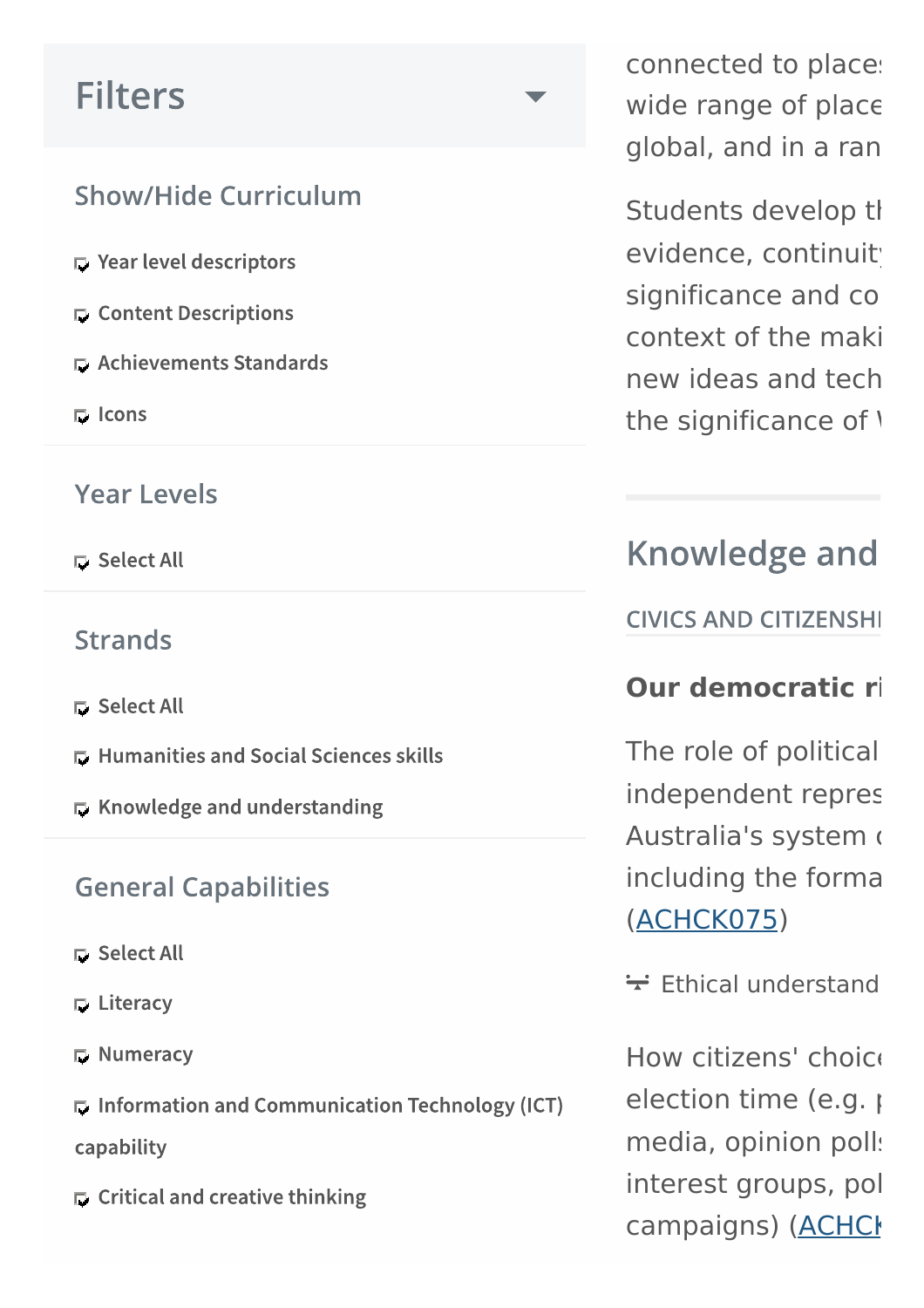## Filters

### Show/Hide Curriculum

- Year level descriptors
- Content Descriptions
- Achievements Standards
- Icons

### Year Levels

- Select All

### Strands

- Select All
- Humanities and Social Sciences skills
- Knowledge and understanding

### General Capabilities

- Select All
- Literacy
- Numeracy
- Information and Communication Technology (ICT) capability
- Critical and creative thinking

connected to place
wide range of place
global, and in a ran

Students develop th
evidence, continuity
significance and co
context of the maki
new ideas and tech
the significance of \

## Knowledge and

CIVICS AND CITIZENSHI

**Our democratic ri**

The role of political
independent repres
Australia's system
including the forma
(ACHCK075)

Ethical understand

How citizens' choic
election time (e.g.
media, opinion polls
interest groups, pol
campaigns) (ACHCK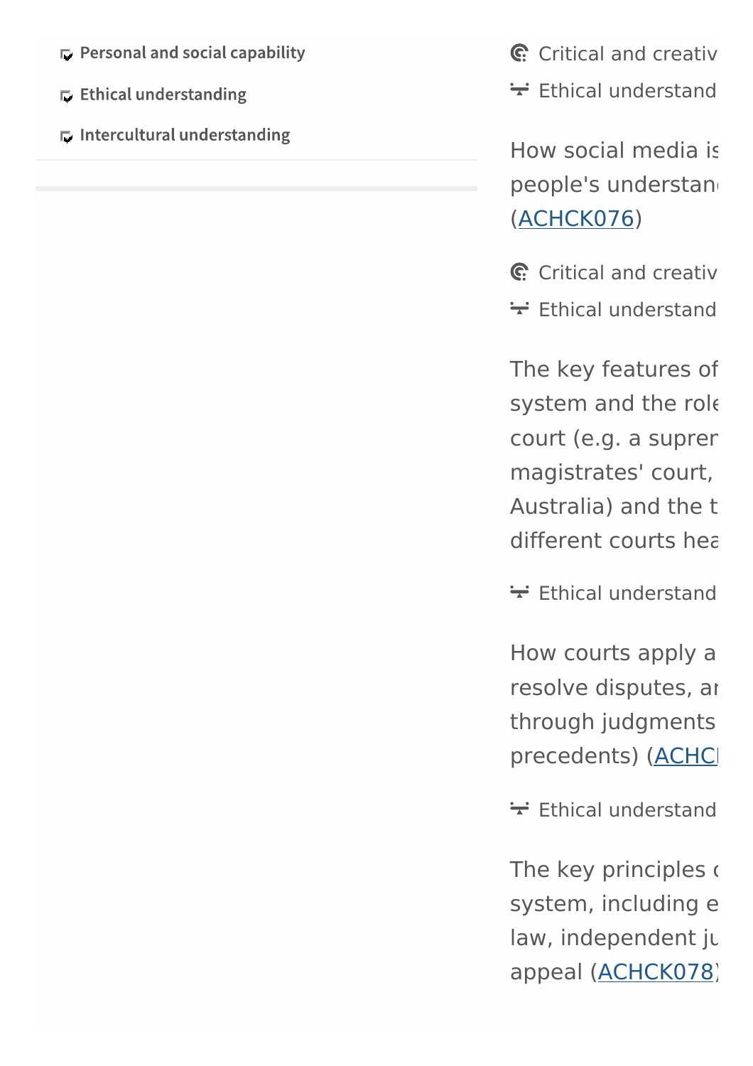- Personal and social capability
- Ethical understanding
- Intercultural understanding

Critical and creativ

Ethical understand

How social media is
people's understan
(ACHCK076)

Critical and creativ

Ethical understand

The key features of
system and the role
court (e.g. a supren
magistrates' court,
Australia) and the t
different courts hea

Ethical understand

How courts apply a
resolve disputes, an
through judgments
precedents) (ACHC

Ethical understand

The key principles o
system, including e
law, independent ju
appeal (ACHCK078)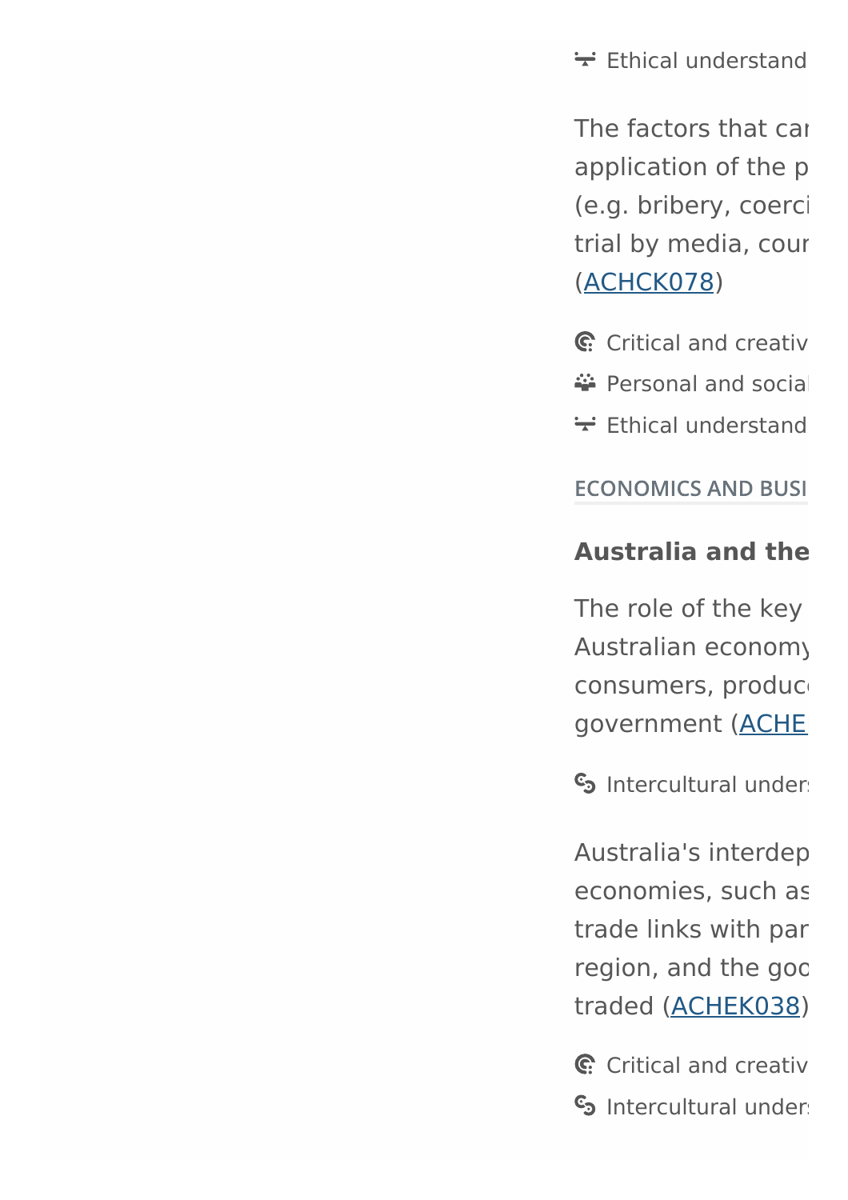Ethical understand

The factors that car application of the p (e.g. bribery, coerci trial by media, cour (ACHCK078)

Critical and creativ

Personal and social

Ethical understand

ECONOMICS AND BUSI

**Australia and the**

The role of the key Australian economy consumers, produce government (ACHE

Intercultural unders

Australia's interdep economies, such as trade links with par region, and the goo traded (ACHEK038)

Critical and creativ

Intercultural unders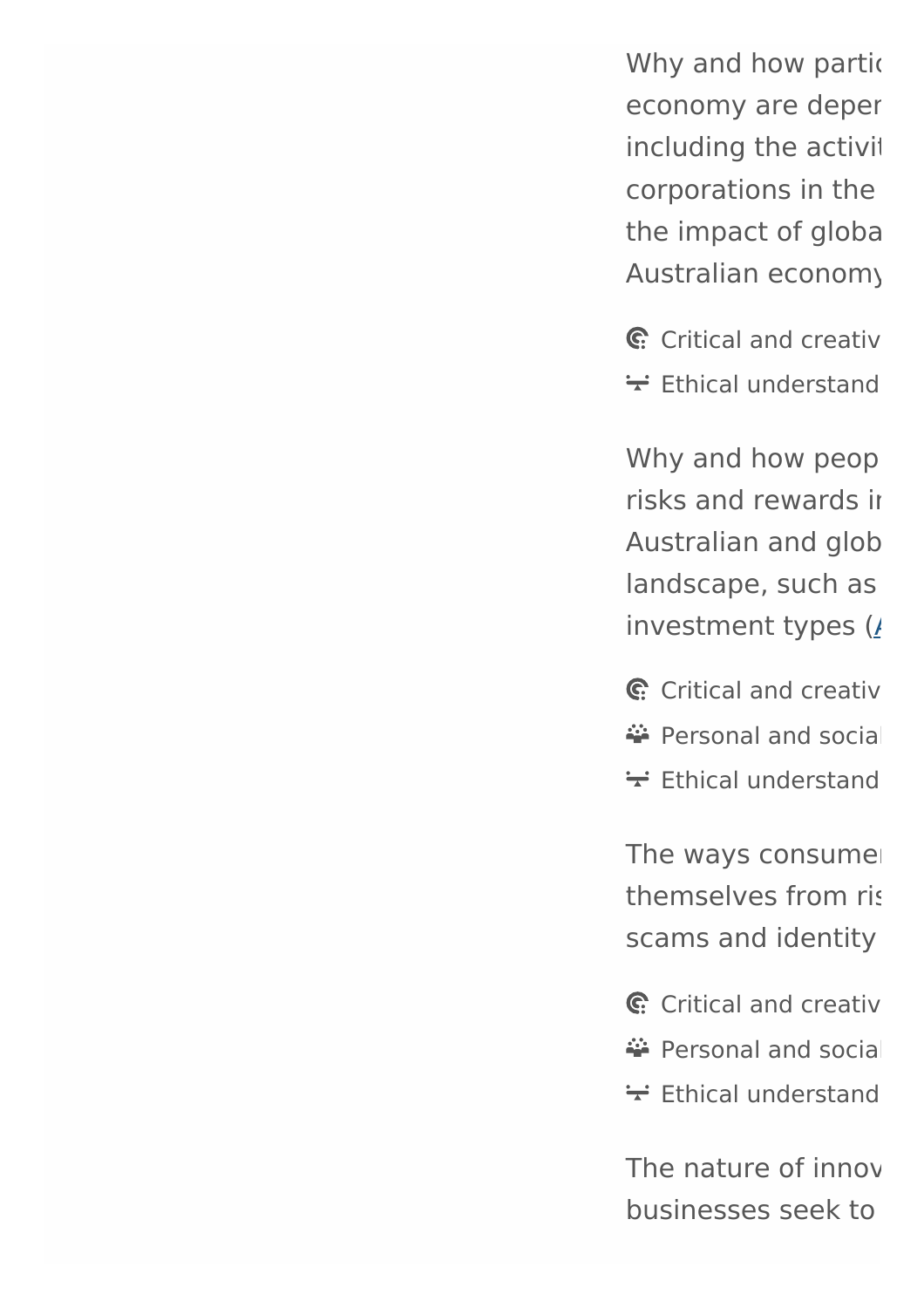Why and how partic
economy are deper
including the activit
corporations in the
the impact of globa
Australian economy

- Critical and creativ
- Ethical understand

Why and how peop
risks and rewards in
Australian and glob
landscape, such as
investment types (A

- Critical and creativ
- Personal and social
- Ethical understand

The ways consumer
themselves from ris
scams and identity

- Critical and creativ
- Personal and social
- Ethical understand

The nature of innov
businesses seek to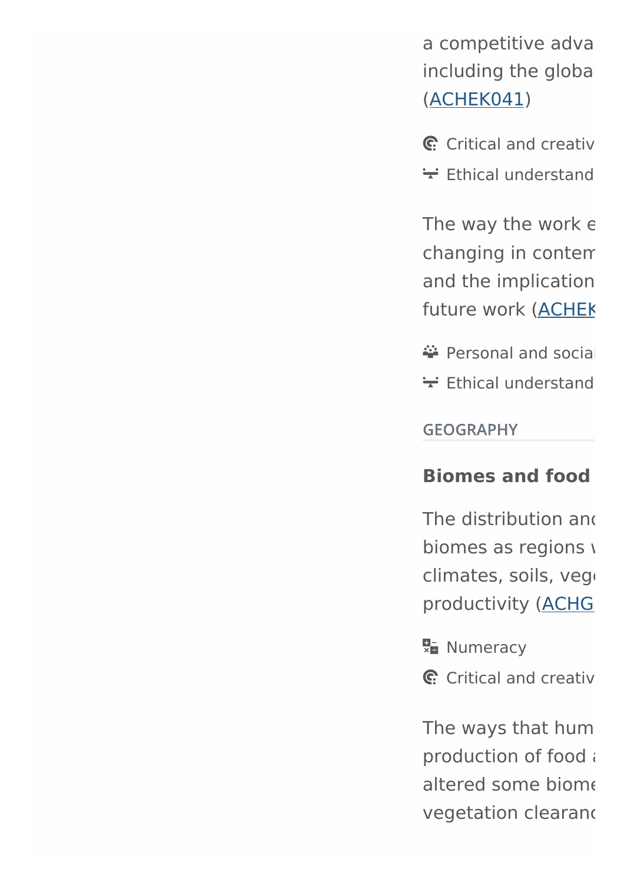a competitive adva
including the globa
(ACHEK041)

Critical and creativ

Ethical understand

The way the work e
changing in contem
and the implication
future work (ACHEK

Personal and social

Ethical understand

GEOGRAPHY

**Biomes and food**

The distribution and
biomes as regions w
climates, soils, veg
productivity (ACHG

Numeracy

Critical and creativ

The ways that hum
production of food a
altered some biome
vegetation clearanc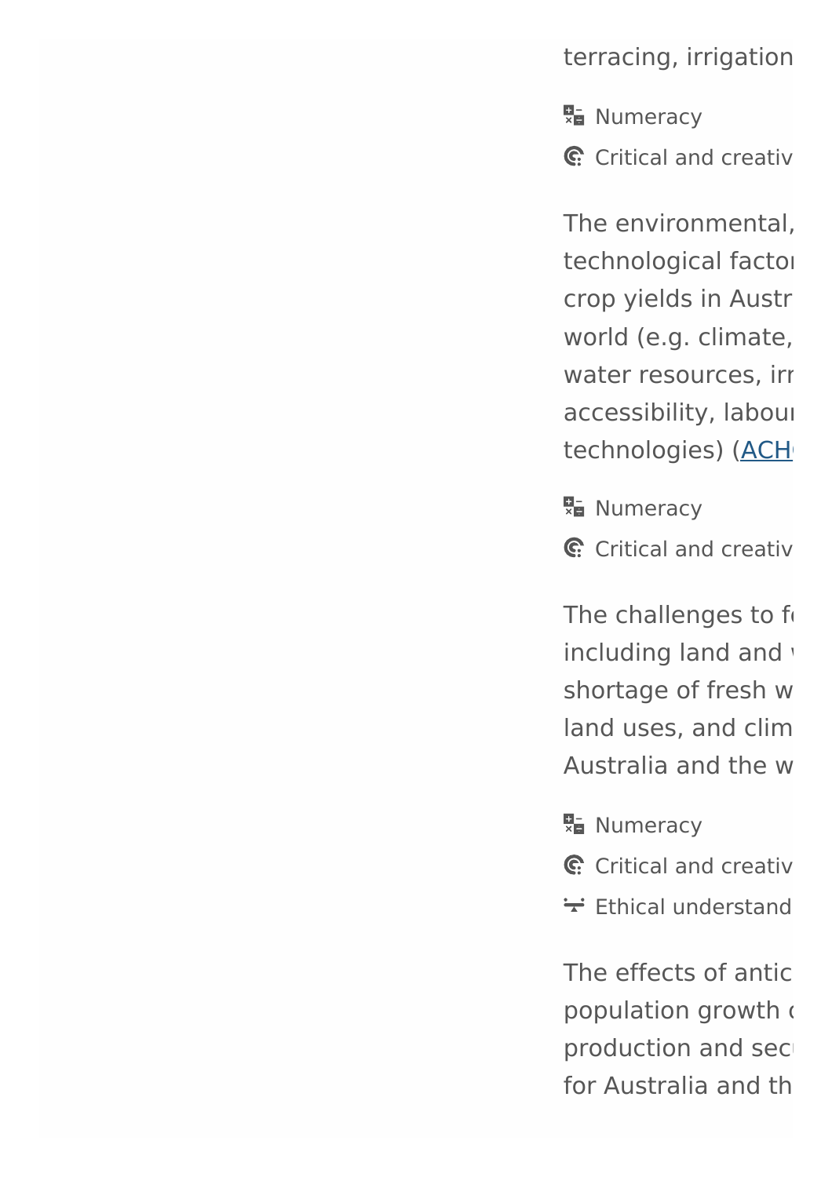terracing, irrigation

Numeracy

Critical and creativ

The environmental,
technological facto
crop yields in Austr
world (e.g. climate,
water resources, irr
accessibility, labour
technologies) (ACH

Numeracy

Critical and creativ

The challenges to f
including land and
shortage of fresh w
land uses, and clim
Australia and the w

Numeracy

Critical and creativ

Ethical understand

The effects of antic
population growth
production and sec
for Australia and th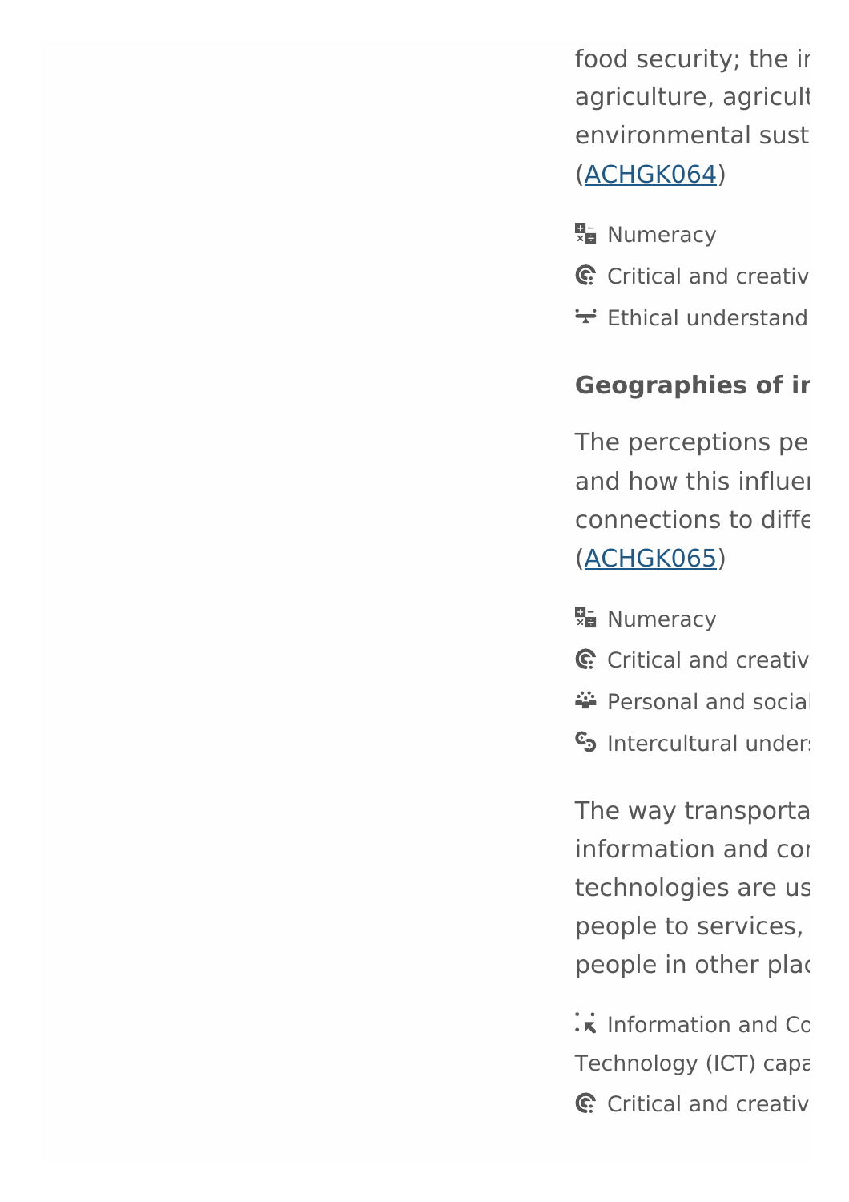food security; the ir
agriculture, agricult
environmental sust
(ACHGK064)

- Numeracy
- Critical and creativ
- Ethical understand

**Geographies of ir**

The perceptions pe
and how this influe
connections to diffe
(ACHGK065)

- Numeracy
- Critical and creativ
- Personal and socia
- Intercultural under

The way transporta
information and co
technologies are us
people to services,
people in other plac

- Information and Co
Technology (ICT) capa
- Critical and creativ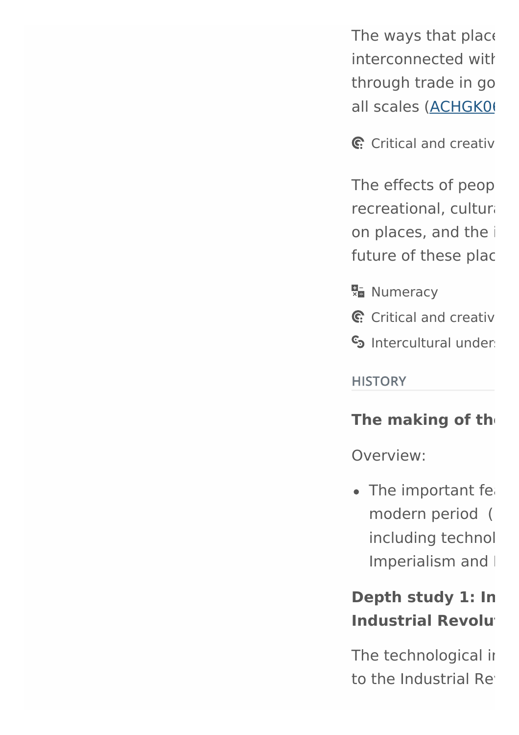The ways that place
interconnected with
through trade in go
all scales (ACHGK06

Critical and creativ

The effects of peop
recreational, cultura
on places, and the i
future of these plac

Numeracy

Critical and creativ

Intercultural unders

HISTORY

**The making of th**

Overview:

- The important fe modern period ( including technol Imperialism and

**Depth study 1: In Industrial Revolu**

The technological in
to the Industrial Rev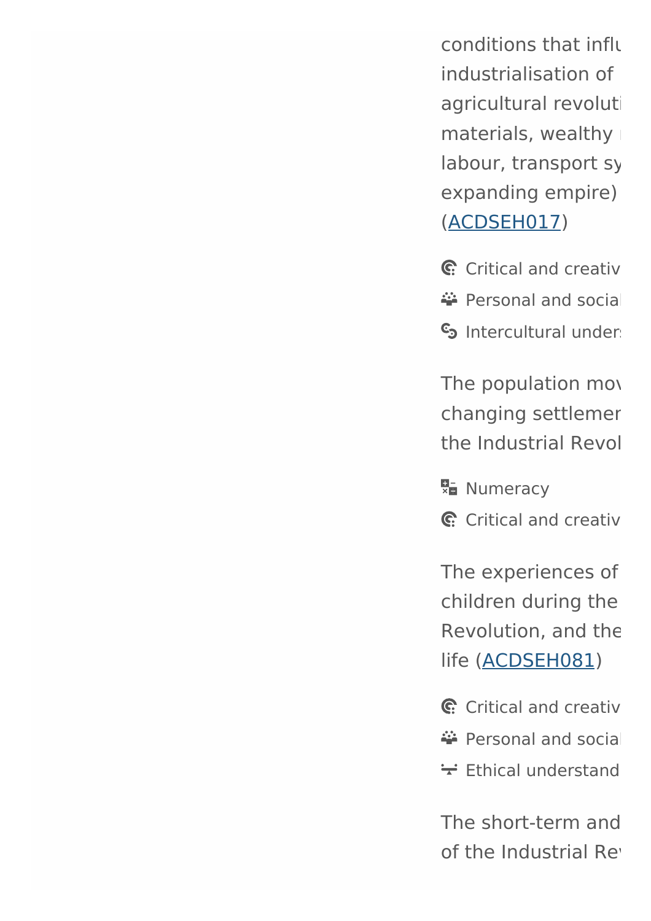conditions that influ
industrialisation of
agricultural revoluti
materials, wealthy
labour, transport sy
expanding empire)
(ACDSEH017)

- Critical and creativ
- Personal and social
- Intercultural unders

The population mov
changing settlemen
the Industrial Revol

- Numeracy
- Critical and creativ

The experiences of
children during the
Revolution, and the
life (ACDSEH081)

- Critical and creativ
- Personal and social
- Ethical understand

The short-term and
of the Industrial Rev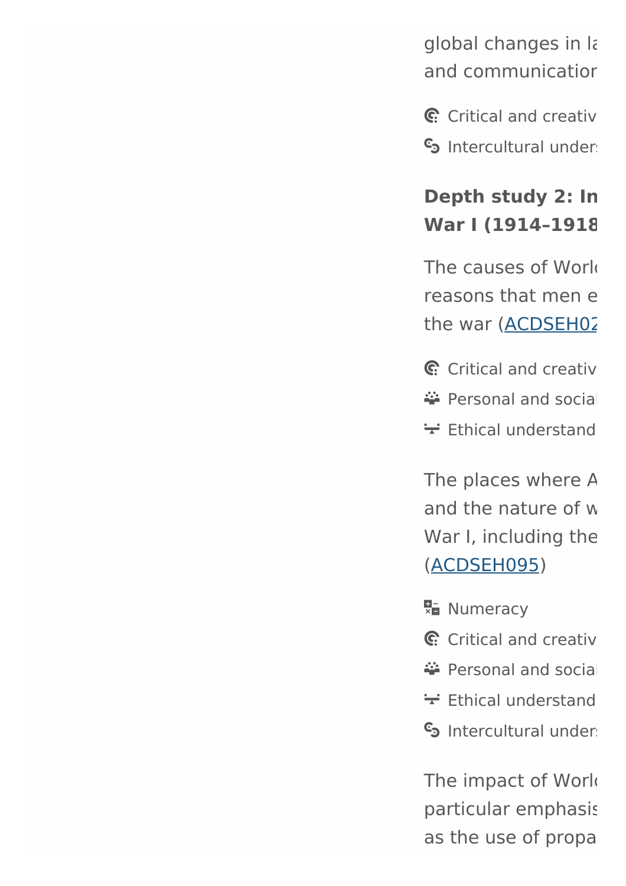global changes in la
and communicatior

- Critical and creativ
- Intercultural unders

**Depth study 2: In
War I (1914–1918**

The causes of Worl
reasons that men e
the war ([ACDSEH02

- Critical and creativ
- Personal and social
- Ethical understand

The places where A
and the nature of w
War I, including the
([ACDSEH095](ACDSEH095))

- Numeracy
- Critical and creativ
- Personal and social
- Ethical understand
- Intercultural unders

The impact of Worl
particular emphasis
as the use of propa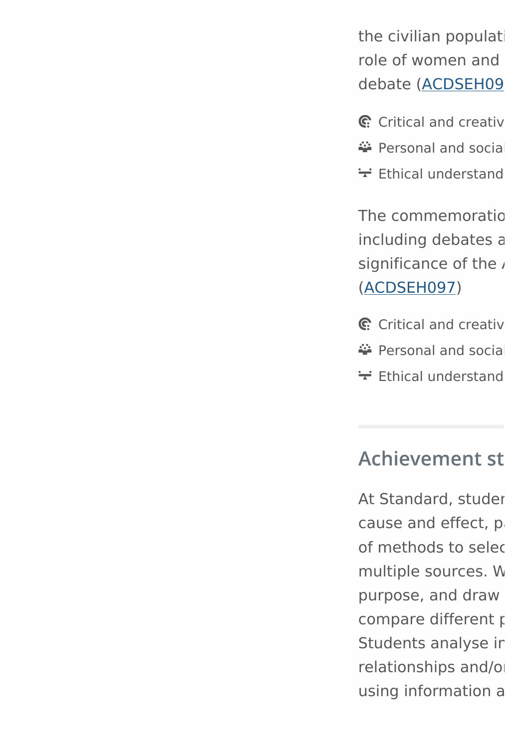the civilian populati
role of women and
debate (ACDSEH09

- Critical and creativ
- Personal and social
- Ethical understand

The commemoratio
including debates a
significance of the /
(ACDSEH097)

- Critical and creativ
- Personal and social
- Ethical understand

---

## Achievement st

At Standard, studer
cause and effect, pa
of methods to selec
multiple sources. W
purpose, and draw
compare different p
Students analyse ir
relationships and/or
using information a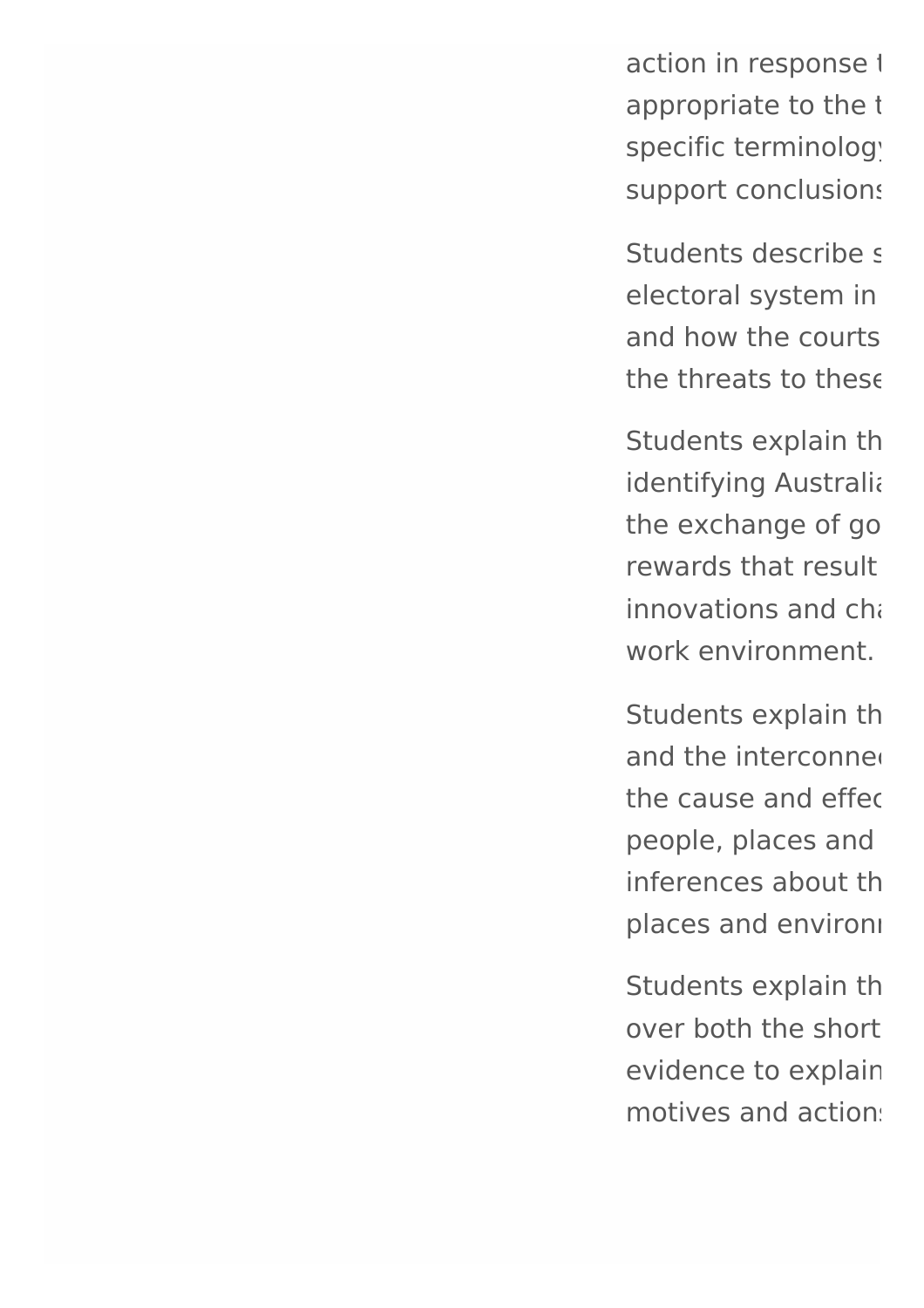action in response t
appropriate to the t
specific terminology
support conclusions

Students describe s
electoral system in
and how the courts
the threats to these

Students explain th
identifying Australia
the exchange of go
rewards that result
innovations and cha
work environment.

Students explain th
and the interconnec
the cause and effec
people, places and
inferences about th
places and environ

Students explain th
over both the short
evidence to explain
motives and actions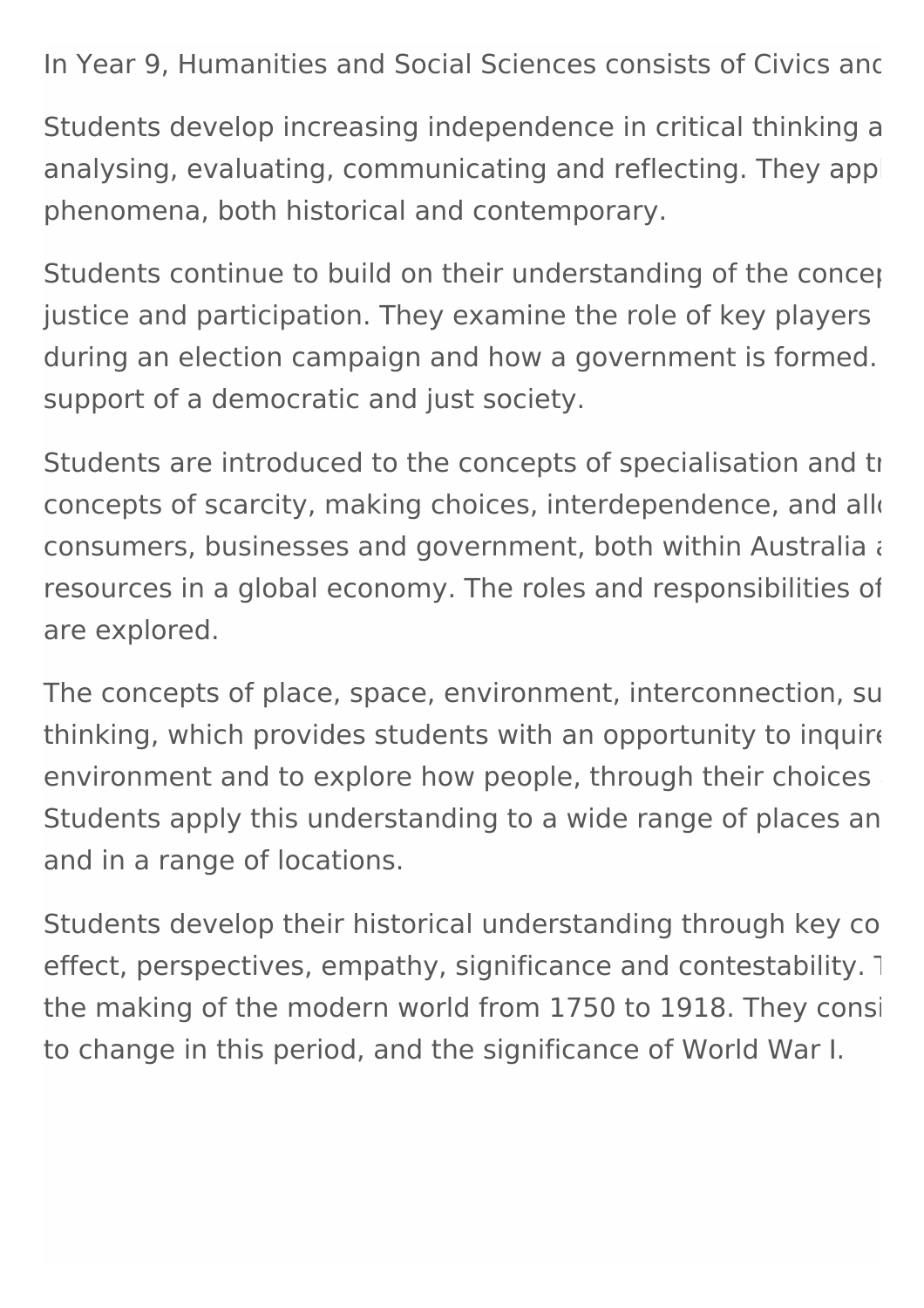In Year 9, Humanities and Social Sciences consists of Civics and

Students develop increasing independence in critical thinking a analysing, evaluating, communicating and reflecting. They appl phenomena, both historical and contemporary.

Students continue to build on their understanding of the concep justice and participation. They examine the role of key players during an election campaign and how a government is formed. support of a democratic and just society.

Students are introduced to the concepts of specialisation and tr concepts of scarcity, making choices, interdependence, and allo consumers, businesses and government, both within Australia a resources in a global economy. The roles and responsibilities of are explored.

The concepts of place, space, environment, interconnection, su thinking, which provides students with an opportunity to inquire environment and to explore how people, through their choices Students apply this understanding to a wide range of places an and in a range of locations.

Students develop their historical understanding through key co effect, perspectives, empathy, significance and contestability. T the making of the modern world from 1750 to 1918. They consi to change in this period, and the significance of World War I.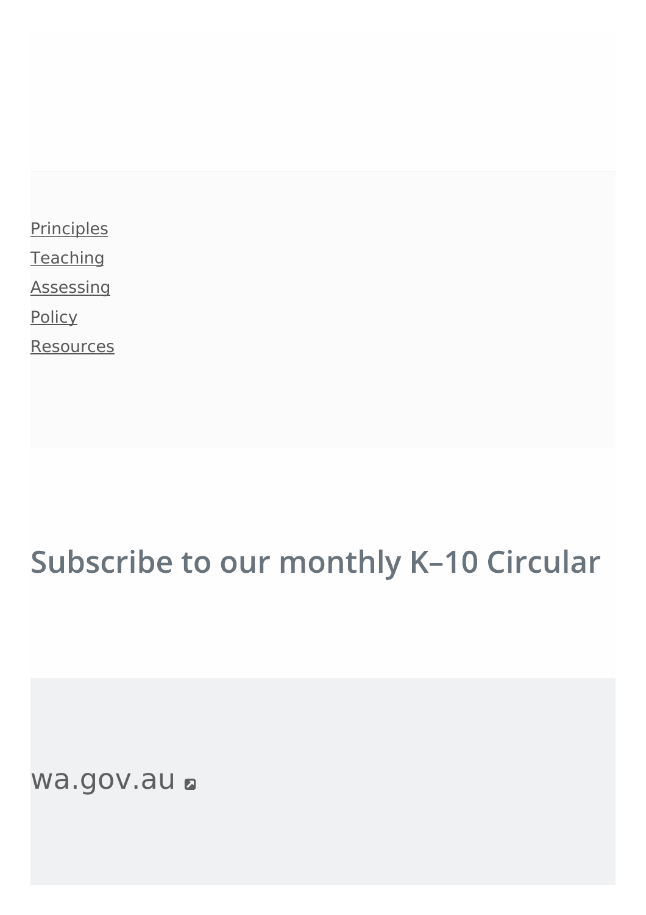[Principles](#)
[Teaching](#)
[Assessing](#)
[Policy](#)
[Resources](#)

## Subscribe to our monthly K–10 Circular

wa.gov.au